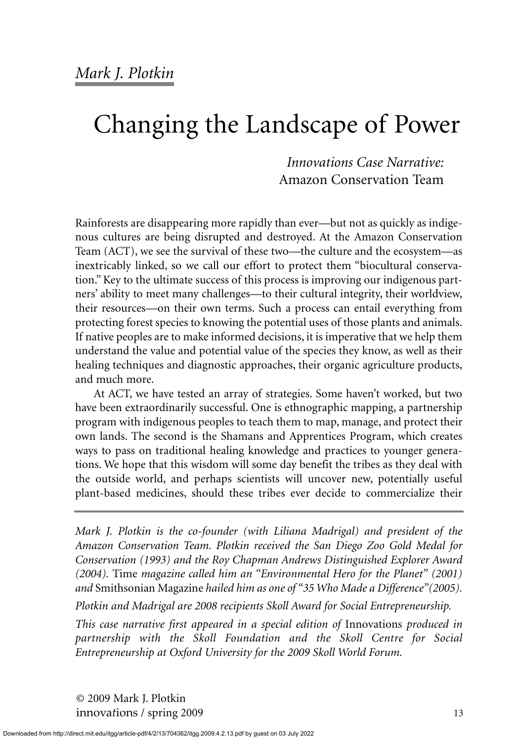*Mark J. Plotkin*

# Changing the Landscape of Power

*Innovations Case Narrative:*
Amazon Conservation Team

Rainforests are disappearing more rapidly than ever—but not as quickly as indigenous cultures are being disrupted and destroyed. At the Amazon Conservation Team (ACT), we see the survival of these two—the culture and the ecosystem—as inextricably linked, so we call our effort to protect them "biocultural conservation." Key to the ultimate success of this process is improving our indigenous partners' ability to meet many challenges—to their cultural integrity, their worldview, their resources—on their own terms. Such a process can entail everything from protecting forest species to knowing the potential uses of those plants and animals. If native peoples are to make informed decisions, it is imperative that we help them understand the value and potential value of the species they know, as well as their healing techniques and diagnostic approaches, their organic agriculture products, and much more.

At ACT, we have tested an array of strategies. Some haven't worked, but two have been extraordinarily successful. One is ethnographic mapping, a partnership program with indigenous peoples to teach them to map, manage, and protect their own lands. The second is the Shamans and Apprentices Program, which creates ways to pass on traditional healing knowledge and practices to younger generations. We hope that this wisdom will some day benefit the tribes as they deal with the outside world, and perhaps scientists will uncover new, potentially useful plant-based medicines, should these tribes ever decide to commercialize their

---

*Mark J. Plotkin is the co-founder (with Liliana Madrigal) and president of the Amazon Conservation Team. Plotkin received the San Diego Zoo Gold Medal for Conservation (1993) and the Roy Chapman Andrews Distinguished Explorer Award (2004).* Time *magazine called him an "Environmental Hero for the Planet" (2001) and* Smithsonian Magazine *hailed him as one of "35 Who Made a Difference"(2005).*

*Plotkin and Madrigal are 2008 recipients Skoll Award for Social Entrepreneurship.*

*This case narrative first appeared in a special edition of* Innovations *produced in partnership with the Skoll Foundation and the Skoll Centre for Social Entrepreneurship at Oxford University for the 2009 Skoll World Forum.*

© 2009 Mark J. Plotkin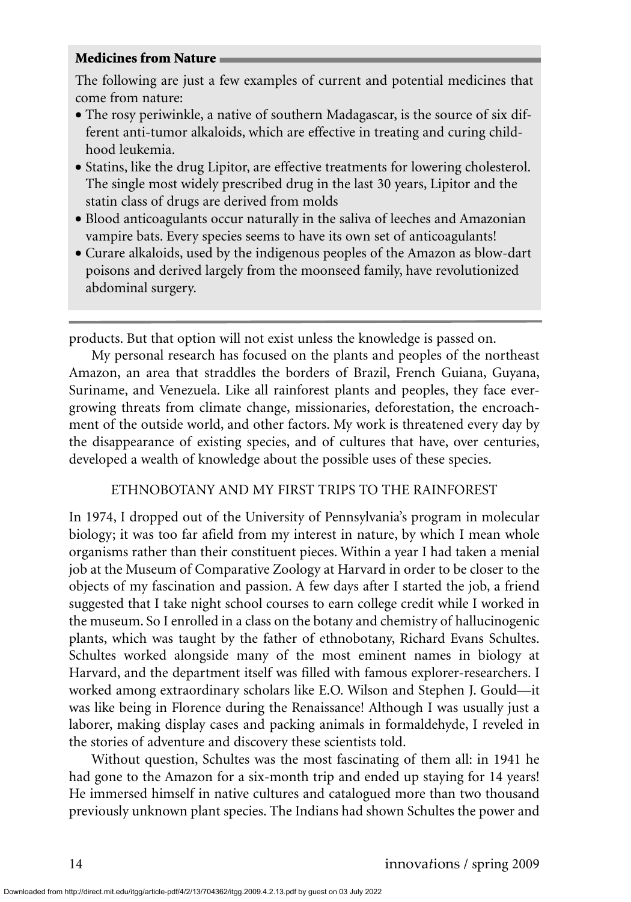**Medicines from Nature**

The following are just a few examples of current and potential medicines that come from nature:

- The rosy periwinkle, a native of southern Madagascar, is the source of six different anti-tumor alkaloids, which are effective in treating and curing childhood leukemia.
- Statins, like the drug Lipitor, are effective treatments for lowering cholesterol. The single most widely prescribed drug in the last 30 years, Lipitor and the statin class of drugs are derived from molds
- Blood anticoagulants occur naturally in the saliva of leeches and Amazonian vampire bats. Every species seems to have its own set of anticoagulants!
- Curare alkaloids, used by the indigenous peoples of the Amazon as blow-dart poisons and derived largely from the moonseed family, have revolutionized abdominal surgery.

---

products. But that option will not exist unless the knowledge is passed on.

My personal research has focused on the plants and peoples of the northeast Amazon, an area that straddles the borders of Brazil, French Guiana, Guyana, Suriname, and Venezuela. Like all rainforest plants and peoples, they face ever-growing threats from climate change, missionaries, deforestation, the encroachment of the outside world, and other factors. My work is threatened every day by the disappearance of existing species, and of cultures that have, over centuries, developed a wealth of knowledge about the possible uses of these species.

## ETHNOBOTANY AND MY FIRST TRIPS TO THE RAINFOREST

In 1974, I dropped out of the University of Pennsylvania's program in molecular biology; it was too far afield from my interest in nature, by which I mean whole organisms rather than their constituent pieces. Within a year I had taken a menial job at the Museum of Comparative Zoology at Harvard in order to be closer to the objects of my fascination and passion. A few days after I started the job, a friend suggested that I take night school courses to earn college credit while I worked in the museum. So I enrolled in a class on the botany and chemistry of hallucinogenic plants, which was taught by the father of ethnobotany, Richard Evans Schultes. Schultes worked alongside many of the most eminent names in biology at Harvard, and the department itself was filled with famous explorer-researchers. I worked among extraordinary scholars like E.O. Wilson and Stephen J. Gould—it was like being in Florence during the Renaissance! Although I was usually just a laborer, making display cases and packing animals in formaldehyde, I reveled in the stories of adventure and discovery these scientists told.

Without question, Schultes was the most fascinating of them all: in 1941 he had gone to the Amazon for a six-month trip and ended up staying for 14 years! He immersed himself in native cultures and catalogued more than two thousand previously unknown plant species. The Indians had shown Schultes the power and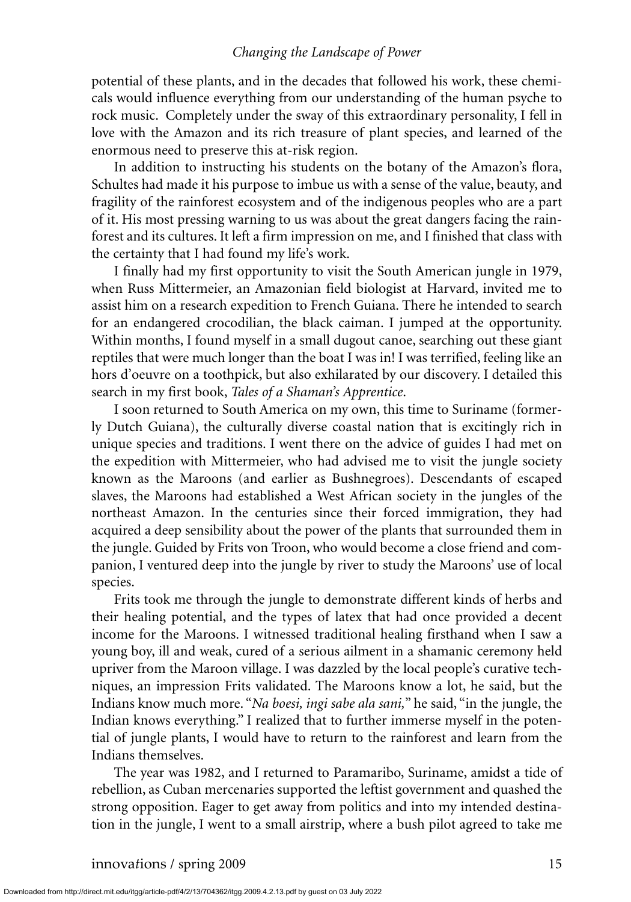potential of these plants, and in the decades that followed his work, these chemicals would influence everything from our understanding of the human psyche to rock music. Completely under the sway of this extraordinary personality, I fell in love with the Amazon and its rich treasure of plant species, and learned of the enormous need to preserve this at-risk region.

In addition to instructing his students on the botany of the Amazon's flora, Schultes had made it his purpose to imbue us with a sense of the value, beauty, and fragility of the rainforest ecosystem and of the indigenous peoples who are a part of it. His most pressing warning to us was about the great dangers facing the rainforest and its cultures. It left a firm impression on me, and I finished that class with the certainty that I had found my life's work.

I finally had my first opportunity to visit the South American jungle in 1979, when Russ Mittermeier, an Amazonian field biologist at Harvard, invited me to assist him on a research expedition to French Guiana. There he intended to search for an endangered crocodilian, the black caiman. I jumped at the opportunity. Within months, I found myself in a small dugout canoe, searching out these giant reptiles that were much longer than the boat I was in! I was terrified, feeling like an hors d'oeuvre on a toothpick, but also exhilarated by our discovery. I detailed this search in my first book, *Tales of a Shaman's Apprentice*.

I soon returned to South America on my own, this time to Suriname (formerly Dutch Guiana), the culturally diverse coastal nation that is excitingly rich in unique species and traditions. I went there on the advice of guides I had met on the expedition with Mittermeier, who had advised me to visit the jungle society known as the Maroons (and earlier as Bushnegroes). Descendants of escaped slaves, the Maroons had established a West African society in the jungles of the northeast Amazon. In the centuries since their forced immigration, they had acquired a deep sensibility about the power of the plants that surrounded them in the jungle. Guided by Frits von Troon, who would become a close friend and companion, I ventured deep into the jungle by river to study the Maroons' use of local species.

Frits took me through the jungle to demonstrate different kinds of herbs and their healing potential, and the types of latex that had once provided a decent income for the Maroons. I witnessed traditional healing firsthand when I saw a young boy, ill and weak, cured of a serious ailment in a shamanic ceremony held upriver from the Maroon village. I was dazzled by the local people's curative techniques, an impression Frits validated. The Maroons know a lot, he said, but the Indians know much more. "*Na boesi, ingi sabe ala sani,*" he said, "in the jungle, the Indian knows everything." I realized that to further immerse myself in the potential of jungle plants, I would have to return to the rainforest and learn from the Indians themselves.

The year was 1982, and I returned to Paramaribo, Suriname, amidst a tide of rebellion, as Cuban mercenaries supported the leftist government and quashed the strong opposition. Eager to get away from politics and into my intended destination in the jungle, I went to a small airstrip, where a bush pilot agreed to take me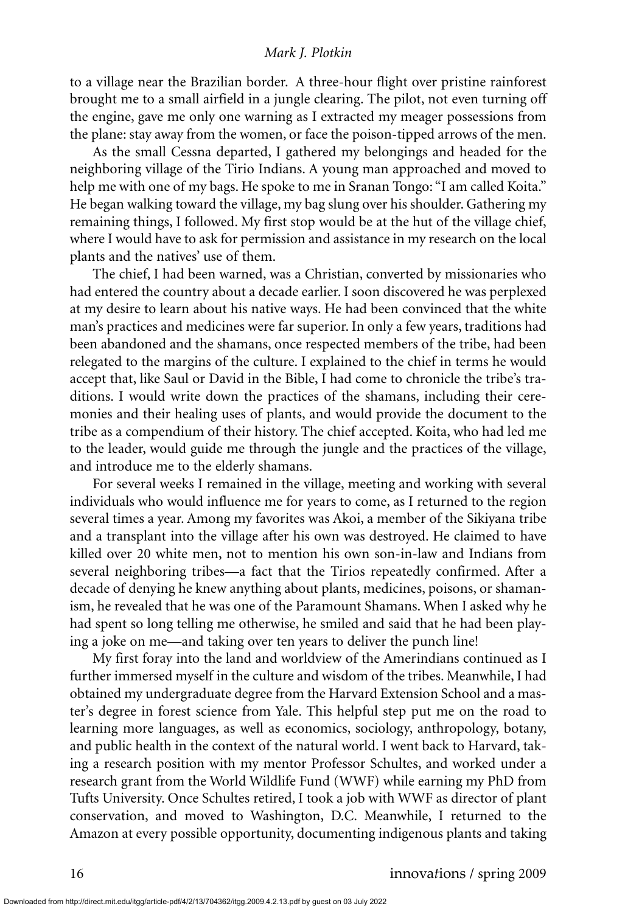to a village near the Brazilian border. A three-hour flight over pristine rainforest brought me to a small airfield in a jungle clearing. The pilot, not even turning off the engine, gave me only one warning as I extracted my meager possessions from the plane: stay away from the women, or face the poison-tipped arrows of the men.

As the small Cessna departed, I gathered my belongings and headed for the neighboring village of the Tirio Indians. A young man approached and moved to help me with one of my bags. He spoke to me in Sranan Tongo: "I am called Koita." He began walking toward the village, my bag slung over his shoulder. Gathering my remaining things, I followed. My first stop would be at the hut of the village chief, where I would have to ask for permission and assistance in my research on the local plants and the natives' use of them.

The chief, I had been warned, was a Christian, converted by missionaries who had entered the country about a decade earlier. I soon discovered he was perplexed at my desire to learn about his native ways. He had been convinced that the white man's practices and medicines were far superior. In only a few years, traditions had been abandoned and the shamans, once respected members of the tribe, had been relegated to the margins of the culture. I explained to the chief in terms he would accept that, like Saul or David in the Bible, I had come to chronicle the tribe's traditions. I would write down the practices of the shamans, including their ceremonies and their healing uses of plants, and would provide the document to the tribe as a compendium of their history. The chief accepted. Koita, who had led me to the leader, would guide me through the jungle and the practices of the village, and introduce me to the elderly shamans.

For several weeks I remained in the village, meeting and working with several individuals who would influence me for years to come, as I returned to the region several times a year. Among my favorites was Akoi, a member of the Sikiyana tribe and a transplant into the village after his own was destroyed. He claimed to have killed over 20 white men, not to mention his own son-in-law and Indians from several neighboring tribes—a fact that the Tirios repeatedly confirmed. After a decade of denying he knew anything about plants, medicines, poisons, or shamanism, he revealed that he was one of the Paramount Shamans. When I asked why he had spent so long telling me otherwise, he smiled and said that he had been playing a joke on me—and taking over ten years to deliver the punch line!

My first foray into the land and worldview of the Amerindians continued as I further immersed myself in the culture and wisdom of the tribes. Meanwhile, I had obtained my undergraduate degree from the Harvard Extension School and a master's degree in forest science from Yale. This helpful step put me on the road to learning more languages, as well as economics, sociology, anthropology, botany, and public health in the context of the natural world. I went back to Harvard, taking a research position with my mentor Professor Schultes, and worked under a research grant from the World Wildlife Fund (WWF) while earning my PhD from Tufts University. Once Schultes retired, I took a job with WWF as director of plant conservation, and moved to Washington, D.C. Meanwhile, I returned to the Amazon at every possible opportunity, documenting indigenous plants and taking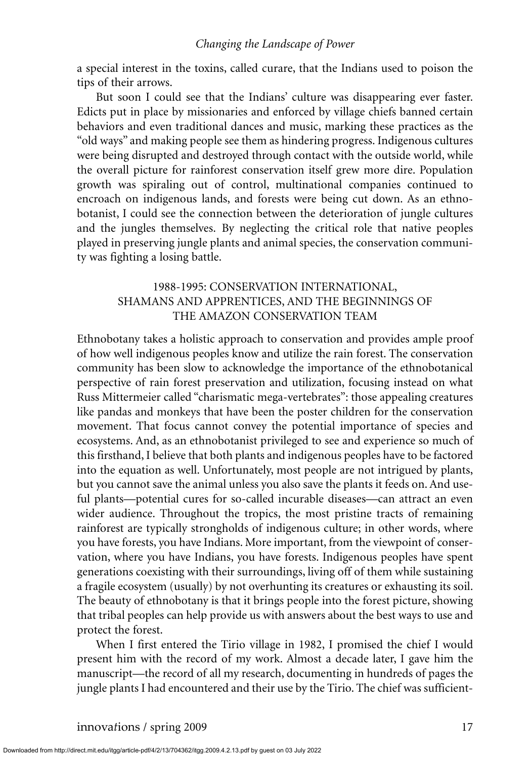a special interest in the toxins, called curare, that the Indians used to poison the tips of their arrows.

But soon I could see that the Indians' culture was disappearing ever faster. Edicts put in place by missionaries and enforced by village chiefs banned certain behaviors and even traditional dances and music, marking these practices as the "old ways" and making people see them as hindering progress. Indigenous cultures were being disrupted and destroyed through contact with the outside world, while the overall picture for rainforest conservation itself grew more dire. Population growth was spiraling out of control, multinational companies continued to encroach on indigenous lands, and forests were being cut down. As an ethnobotanist, I could see the connection between the deterioration of jungle cultures and the jungles themselves. By neglecting the critical role that native peoples played in preserving jungle plants and animal species, the conservation community was fighting a losing battle.

## 1988-1995: CONSERVATION INTERNATIONAL, SHAMANS AND APPRENTICES, AND THE BEGINNINGS OF THE AMAZON CONSERVATION TEAM

Ethnobotany takes a holistic approach to conservation and provides ample proof of how well indigenous peoples know and utilize the rain forest. The conservation community has been slow to acknowledge the importance of the ethnobotanical perspective of rain forest preservation and utilization, focusing instead on what Russ Mittermeier called "charismatic mega-vertebrates": those appealing creatures like pandas and monkeys that have been the poster children for the conservation movement. That focus cannot convey the potential importance of species and ecosystems. And, as an ethnobotanist privileged to see and experience so much of this firsthand, I believe that both plants and indigenous peoples have to be factored into the equation as well. Unfortunately, most people are not intrigued by plants, but you cannot save the animal unless you also save the plants it feeds on. And useful plants—potential cures for so-called incurable diseases—can attract an even wider audience. Throughout the tropics, the most pristine tracts of remaining rainforest are typically strongholds of indigenous culture; in other words, where you have forests, you have Indians. More important, from the viewpoint of conservation, where you have Indians, you have forests. Indigenous peoples have spent generations coexisting with their surroundings, living off of them while sustaining a fragile ecosystem (usually) by not overhunting its creatures or exhausting its soil. The beauty of ethnobotany is that it brings people into the forest picture, showing that tribal peoples can help provide us with answers about the best ways to use and protect the forest.

When I first entered the Tirio village in 1982, I promised the chief I would present him with the record of my work. Almost a decade later, I gave him the manuscript—the record of all my research, documenting in hundreds of pages the jungle plants I had encountered and their use by the Tirio. The chief was sufficient-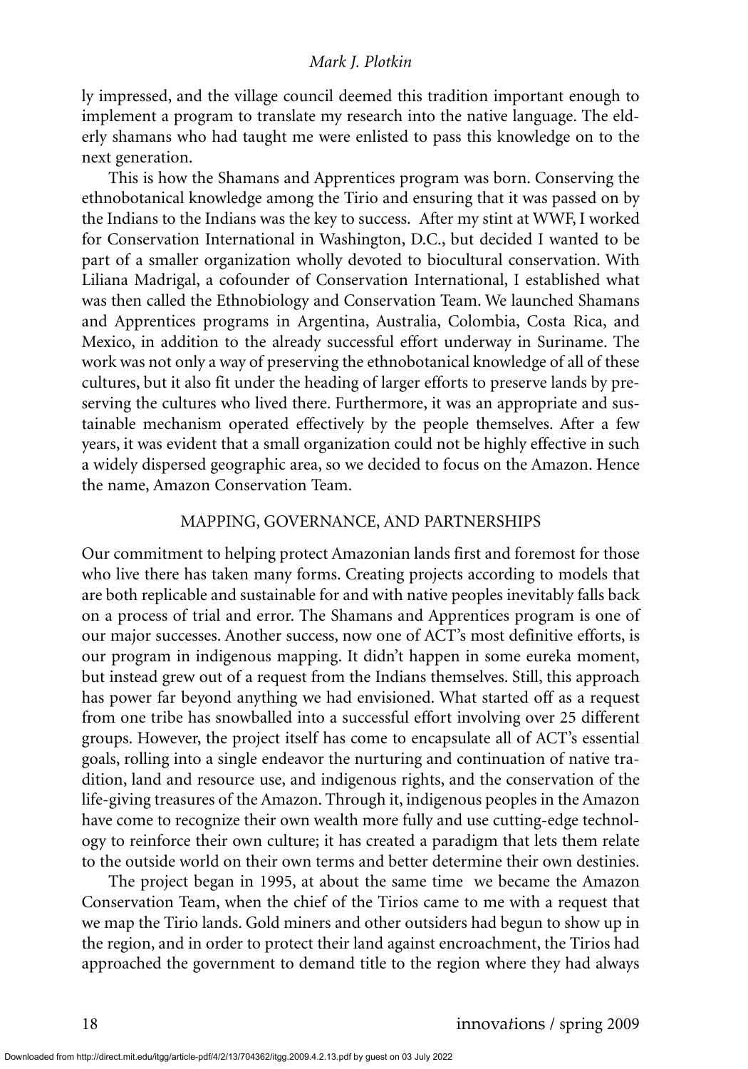ly impressed, and the village council deemed this tradition important enough to implement a program to translate my research into the native language. The elderly shamans who had taught me were enlisted to pass this knowledge on to the next generation.

This is how the Shamans and Apprentices program was born. Conserving the ethnobotanical knowledge among the Tirio and ensuring that it was passed on by the Indians to the Indians was the key to success. After my stint at WWF, I worked for Conservation International in Washington, D.C., but decided I wanted to be part of a smaller organization wholly devoted to biocultural conservation. With Liliana Madrigal, a cofounder of Conservation International, I established what was then called the Ethnobiology and Conservation Team. We launched Shamans and Apprentices programs in Argentina, Australia, Colombia, Costa Rica, and Mexico, in addition to the already successful effort underway in Suriname. The work was not only a way of preserving the ethnobotanical knowledge of all of these cultures, but it also fit under the heading of larger efforts to preserve lands by preserving the cultures who lived there. Furthermore, it was an appropriate and sustainable mechanism operated effectively by the people themselves. After a few years, it was evident that a small organization could not be highly effective in such a widely dispersed geographic area, so we decided to focus on the Amazon. Hence the name, Amazon Conservation Team.

## MAPPING, GOVERNANCE, AND PARTNERSHIPS

Our commitment to helping protect Amazonian lands first and foremost for those who live there has taken many forms. Creating projects according to models that are both replicable and sustainable for and with native peoples inevitably falls back on a process of trial and error. The Shamans and Apprentices program is one of our major successes. Another success, now one of ACT's most definitive efforts, is our program in indigenous mapping. It didn't happen in some eureka moment, but instead grew out of a request from the Indians themselves. Still, this approach has power far beyond anything we had envisioned. What started off as a request from one tribe has snowballed into a successful effort involving over 25 different groups. However, the project itself has come to encapsulate all of ACT's essential goals, rolling into a single endeavor the nurturing and continuation of native tradition, land and resource use, and indigenous rights, and the conservation of the life-giving treasures of the Amazon. Through it, indigenous peoples in the Amazon have come to recognize their own wealth more fully and use cutting-edge technology to reinforce their own culture; it has created a paradigm that lets them relate to the outside world on their own terms and better determine their own destinies.

The project began in 1995, at about the same time we became the Amazon Conservation Team, when the chief of the Tirios came to me with a request that we map the Tirio lands. Gold miners and other outsiders had begun to show up in the region, and in order to protect their land against encroachment, the Tirios had approached the government to demand title to the region where they had always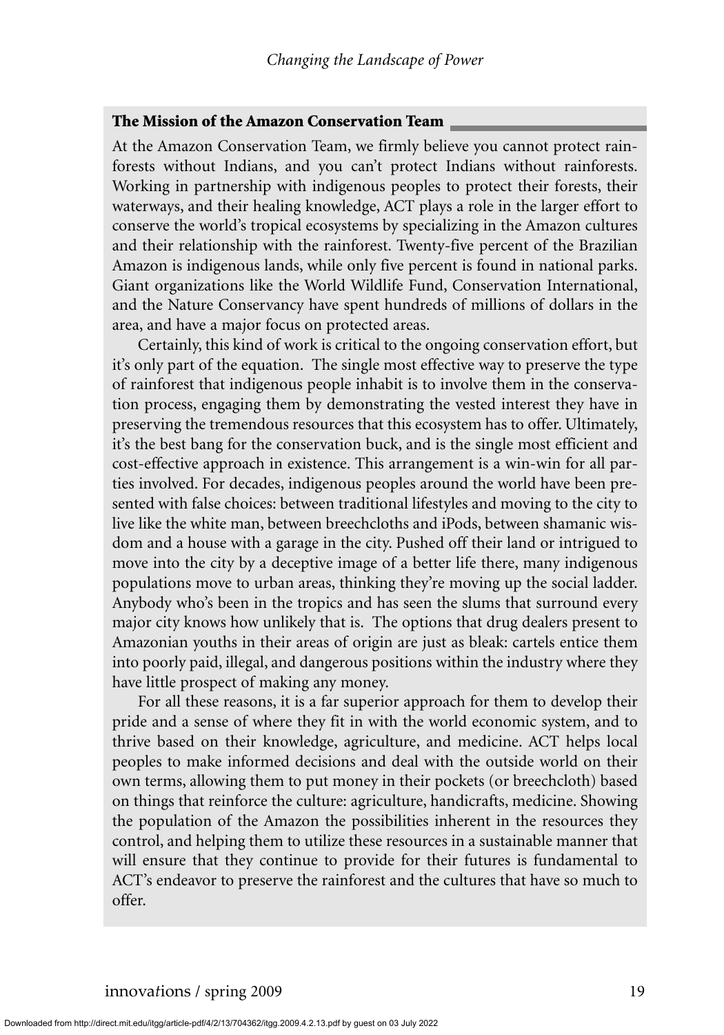### The Mission of the Amazon Conservation Team

At the Amazon Conservation Team, we firmly believe you cannot protect rainforests without Indians, and you can't protect Indians without rainforests. Working in partnership with indigenous peoples to protect their forests, their waterways, and their healing knowledge, ACT plays a role in the larger effort to conserve the world's tropical ecosystems by specializing in the Amazon cultures and their relationship with the rainforest. Twenty-five percent of the Brazilian Amazon is indigenous lands, while only five percent is found in national parks. Giant organizations like the World Wildlife Fund, Conservation International, and the Nature Conservancy have spent hundreds of millions of dollars in the area, and have a major focus on protected areas.

Certainly, this kind of work is critical to the ongoing conservation effort, but it's only part of the equation. The single most effective way to preserve the type of rainforest that indigenous people inhabit is to involve them in the conservation process, engaging them by demonstrating the vested interest they have in preserving the tremendous resources that this ecosystem has to offer. Ultimately, it's the best bang for the conservation buck, and is the single most efficient and cost-effective approach in existence. This arrangement is a win-win for all parties involved. For decades, indigenous peoples around the world have been presented with false choices: between traditional lifestyles and moving to the city to live like the white man, between breechcloths and iPods, between shamanic wisdom and a house with a garage in the city. Pushed off their land or intrigued to move into the city by a deceptive image of a better life there, many indigenous populations move to urban areas, thinking they're moving up the social ladder. Anybody who's been in the tropics and has seen the slums that surround every major city knows how unlikely that is. The options that drug dealers present to Amazonian youths in their areas of origin are just as bleak: cartels entice them into poorly paid, illegal, and dangerous positions within the industry where they have little prospect of making any money.

For all these reasons, it is a far superior approach for them to develop their pride and a sense of where they fit in with the world economic system, and to thrive based on their knowledge, agriculture, and medicine. ACT helps local peoples to make informed decisions and deal with the outside world on their own terms, allowing them to put money in their pockets (or breechcloth) based on things that reinforce the culture: agriculture, handicrafts, medicine. Showing the population of the Amazon the possibilities inherent in the resources they control, and helping them to utilize these resources in a sustainable manner that will ensure that they continue to provide for their futures is fundamental to ACT's endeavor to preserve the rainforest and the cultures that have so much to offer.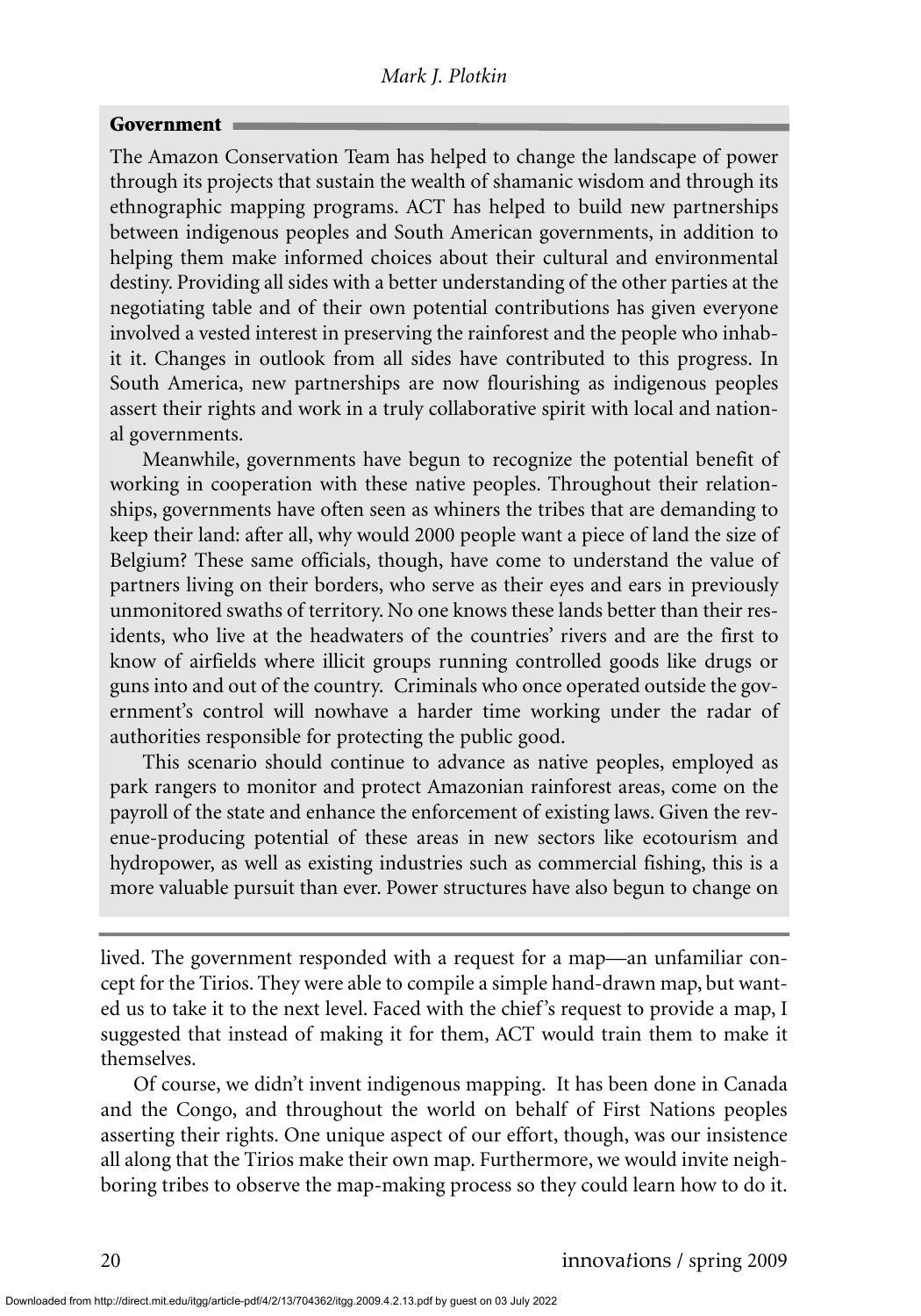### Government

The Amazon Conservation Team has helped to change the landscape of power through its projects that sustain the wealth of shamanic wisdom and through its ethnographic mapping programs. ACT has helped to build new partnerships between indigenous peoples and South American governments, in addition to helping them make informed choices about their cultural and environmental destiny. Providing all sides with a better understanding of the other parties at the negotiating table and of their own potential contributions has given everyone involved a vested interest in preserving the rainforest and the people who inhabit it. Changes in outlook from all sides have contributed to this progress. In South America, new partnerships are now flourishing as indigenous peoples assert their rights and work in a truly collaborative spirit with local and national governments.

Meanwhile, governments have begun to recognize the potential benefit of working in cooperation with these native peoples. Throughout their relationships, governments have often seen as whiners the tribes that are demanding to keep their land: after all, why would 2000 people want a piece of land the size of Belgium? These same officials, though, have come to understand the value of partners living on their borders, who serve as their eyes and ears in previously unmonitored swaths of territory. No one knows these lands better than their residents, who live at the headwaters of the countries' rivers and are the first to know of airfields where illicit groups running controlled goods like drugs or guns into and out of the country. Criminals who once operated outside the government's control will nowhave a harder time working under the radar of authorities responsible for protecting the public good.

This scenario should continue to advance as native peoples, employed as park rangers to monitor and protect Amazonian rainforest areas, come on the payroll of the state and enhance the enforcement of existing laws. Given the revenue-producing potential of these areas in new sectors like ecotourism and hydropower, as well as existing industries such as commercial fishing, this is a more valuable pursuit than ever. Power structures have also begun to change on

---

lived. The government responded with a request for a map—an unfamiliar concept for the Tirios. They were able to compile a simple hand-drawn map, but wanted us to take it to the next level. Faced with the chief's request to provide a map, I suggested that instead of making it for them, ACT would train them to make it themselves.

Of course, we didn't invent indigenous mapping. It has been done in Canada and the Congo, and throughout the world on behalf of First Nations peoples asserting their rights. One unique aspect of our effort, though, was our insistence all along that the Tirios make their own map. Furthermore, we would invite neighboring tribes to observe the map-making process so they could learn how to do it.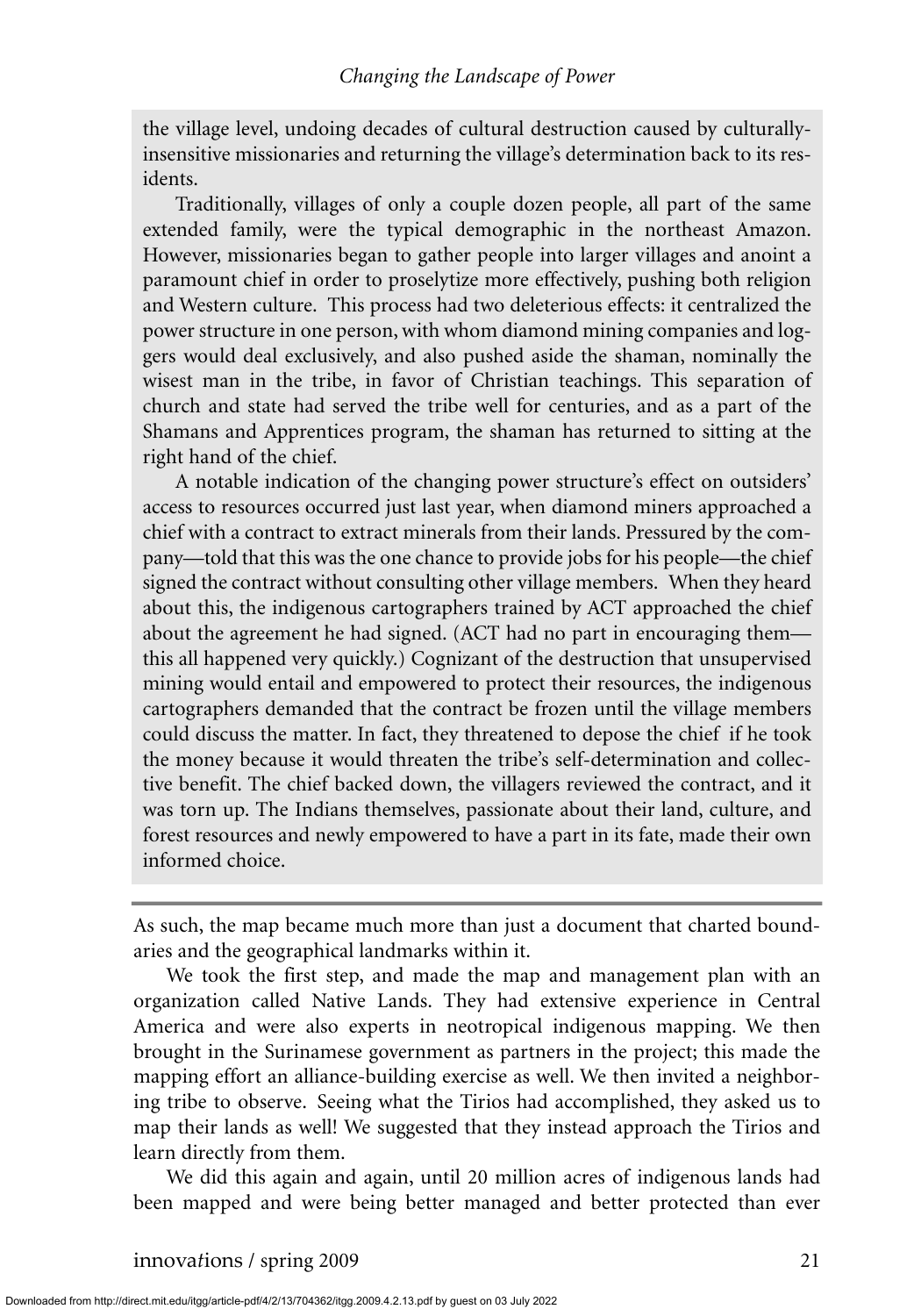the village level, undoing decades of cultural destruction caused by culturally-insensitive missionaries and returning the village's determination back to its residents.

Traditionally, villages of only a couple dozen people, all part of the same extended family, were the typical demographic in the northeast Amazon. However, missionaries began to gather people into larger villages and anoint a paramount chief in order to proselytize more effectively, pushing both religion and Western culture. This process had two deleterious effects: it centralized the power structure in one person, with whom diamond mining companies and loggers would deal exclusively, and also pushed aside the shaman, nominally the wisest man in the tribe, in favor of Christian teachings. This separation of church and state had served the tribe well for centuries, and as a part of the Shamans and Apprentices program, the shaman has returned to sitting at the right hand of the chief.

A notable indication of the changing power structure's effect on outsiders' access to resources occurred just last year, when diamond miners approached a chief with a contract to extract minerals from their lands. Pressured by the company—told that this was the one chance to provide jobs for his people—the chief signed the contract without consulting other village members. When they heard about this, the indigenous cartographers trained by ACT approached the chief about the agreement he had signed. (ACT had no part in encouraging them—this all happened very quickly.) Cognizant of the destruction that unsupervised mining would entail and empowered to protect their resources, the indigenous cartographers demanded that the contract be frozen until the village members could discuss the matter. In fact, they threatened to depose the chief if he took the money because it would threaten the tribe's self-determination and collective benefit. The chief backed down, the villagers reviewed the contract, and it was torn up. The Indians themselves, passionate about their land, culture, and forest resources and newly empowered to have a part in its fate, made their own informed choice.

---

As such, the map became much more than just a document that charted boundaries and the geographical landmarks within it.

We took the first step, and made the map and management plan with an organization called Native Lands. They had extensive experience in Central America and were also experts in neotropical indigenous mapping. We then brought in the Surinamese government as partners in the project; this made the mapping effort an alliance-building exercise as well. We then invited a neighboring tribe to observe. Seeing what the Tirios had accomplished, they asked us to map their lands as well! We suggested that they instead approach the Tirios and learn directly from them.

We did this again and again, until 20 million acres of indigenous lands had been mapped and were being better managed and better protected than ever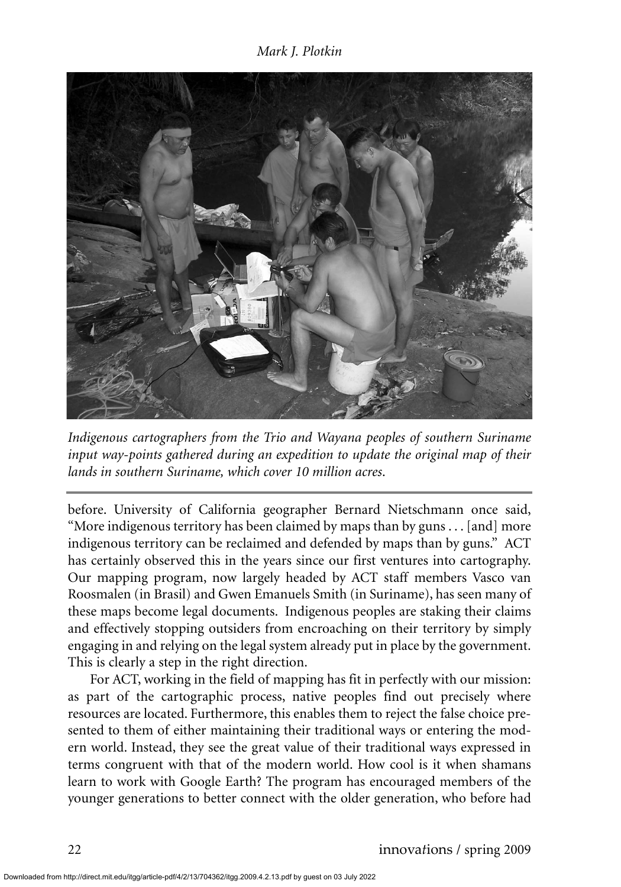*Indigenous cartographers from the Trio and Wayana peoples of southern Suriname input way-points gathered during an expedition to update the original map of their lands in southern Suriname, which cover 10 million acres.*

before. University of California geographer Bernard Nietschmann once said, "More indigenous territory has been claimed by maps than by guns . . . [and] more indigenous territory can be reclaimed and defended by maps than by guns." ACT has certainly observed this in the years since our first ventures into cartography. Our mapping program, now largely headed by ACT staff members Vasco van Roosmalen (in Brasil) and Gwen Emanuels Smith (in Suriname), has seen many of these maps become legal documents. Indigenous peoples are staking their claims and effectively stopping outsiders from encroaching on their territory by simply engaging in and relying on the legal system already put in place by the government. This is clearly a step in the right direction.

For ACT, working in the field of mapping has fit in perfectly with our mission: as part of the cartographic process, native peoples find out precisely where resources are located. Furthermore, this enables them to reject the false choice presented to them of either maintaining their traditional ways or entering the modern world. Instead, they see the great value of their traditional ways expressed in terms congruent with that of the modern world. How cool is it when shamans learn to work with Google Earth? The program has encouraged members of the younger generations to better connect with the older generation, who before had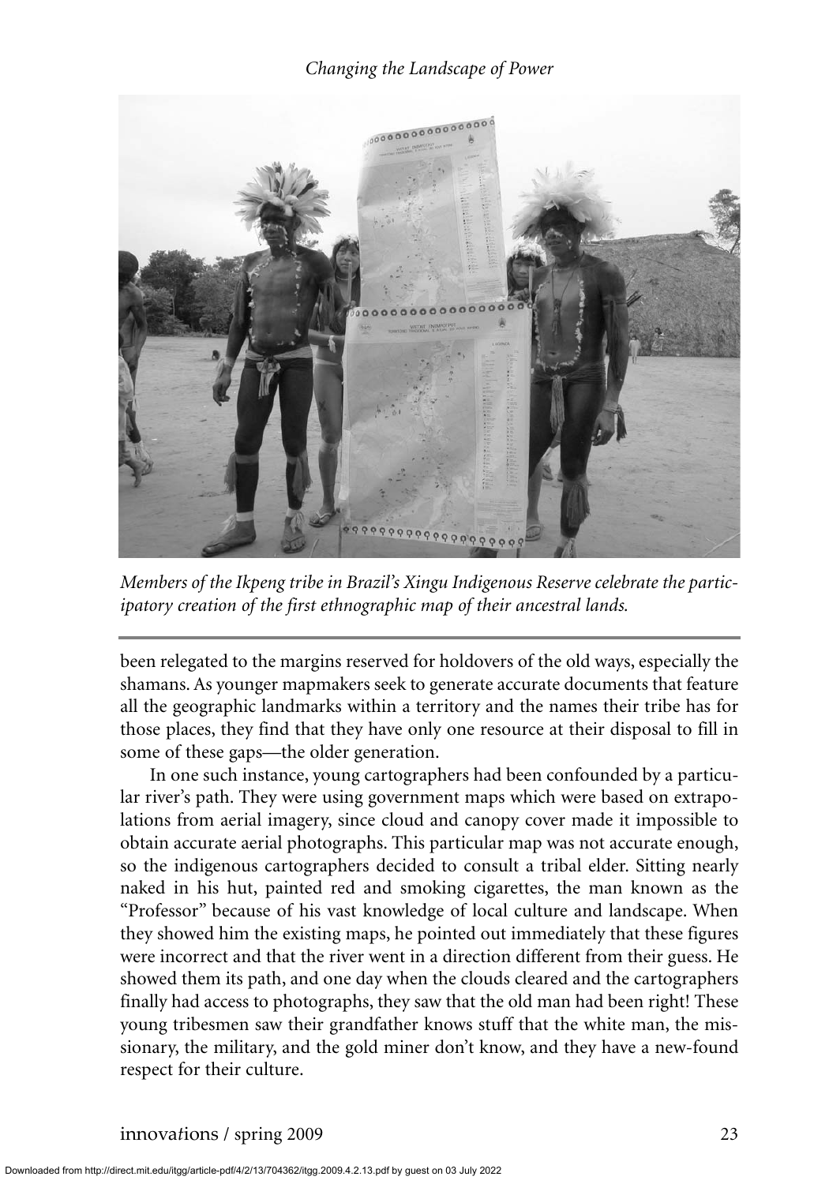*Members of the Ikpeng tribe in Brazil's Xingu Indigenous Reserve celebrate the participatory creation of the first ethnographic map of their ancestral lands.*

been relegated to the margins reserved for holdovers of the old ways, especially the shamans. As younger mapmakers seek to generate accurate documents that feature all the geographic landmarks within a territory and the names their tribe has for those places, they find that they have only one resource at their disposal to fill in some of these gaps—the older generation.

In one such instance, young cartographers had been confounded by a particular river's path. They were using government maps which were based on extrapolations from aerial imagery, since cloud and canopy cover made it impossible to obtain accurate aerial photographs. This particular map was not accurate enough, so the indigenous cartographers decided to consult a tribal elder. Sitting nearly naked in his hut, painted red and smoking cigarettes, the man known as the "Professor" because of his vast knowledge of local culture and landscape. When they showed him the existing maps, he pointed out immediately that these figures were incorrect and that the river went in a direction different from their guess. He showed them its path, and one day when the clouds cleared and the cartographers finally had access to photographs, they saw that the old man had been right! These young tribesmen saw their grandfather knows stuff that the white man, the missionary, the military, and the gold miner don't know, and they have a new-found respect for their culture.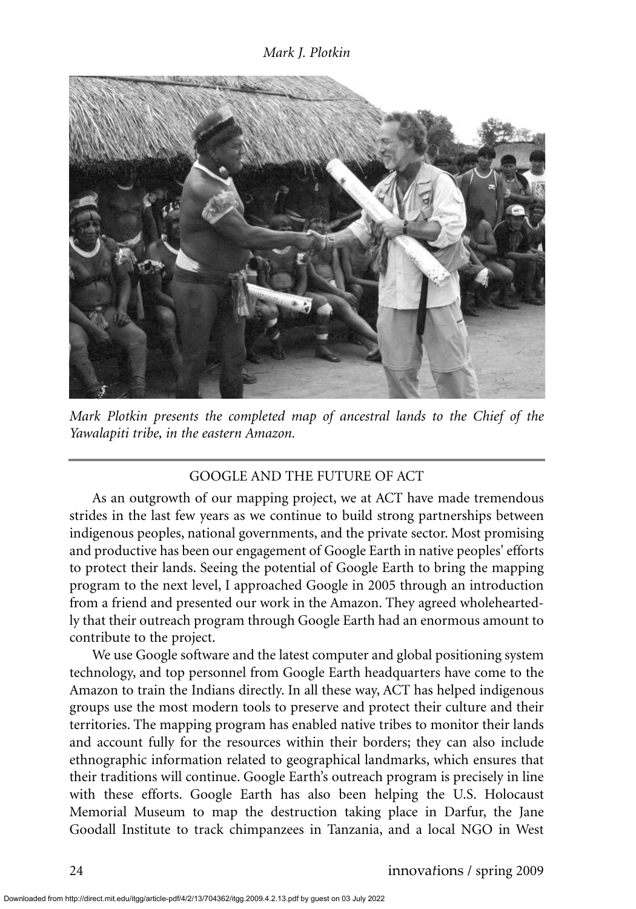*Mark Plotkin presents the completed map of ancestral lands to the Chief of the Yawalapiti tribe, in the eastern Amazon.*

## GOOGLE AND THE FUTURE OF ACT

As an outgrowth of our mapping project, we at ACT have made tremendous strides in the last few years as we continue to build strong partnerships between indigenous peoples, national governments, and the private sector. Most promising and productive has been our engagement of Google Earth in native peoples' efforts to protect their lands. Seeing the potential of Google Earth to bring the mapping program to the next level, I approached Google in 2005 through an introduction from a friend and presented our work in the Amazon. They agreed wholeheartedly that their outreach program through Google Earth had an enormous amount to contribute to the project.

We use Google software and the latest computer and global positioning system technology, and top personnel from Google Earth headquarters have come to the Amazon to train the Indians directly. In all these way, ACT has helped indigenous groups use the most modern tools to preserve and protect their culture and their territories. The mapping program has enabled native tribes to monitor their lands and account fully for the resources within their borders; they can also include ethnographic information related to geographical landmarks, which ensures that their traditions will continue. Google Earth's outreach program is precisely in line with these efforts. Google Earth has also been helping the U.S. Holocaust Memorial Museum to map the destruction taking place in Darfur, the Jane Goodall Institute to track chimpanzees in Tanzania, and a local NGO in West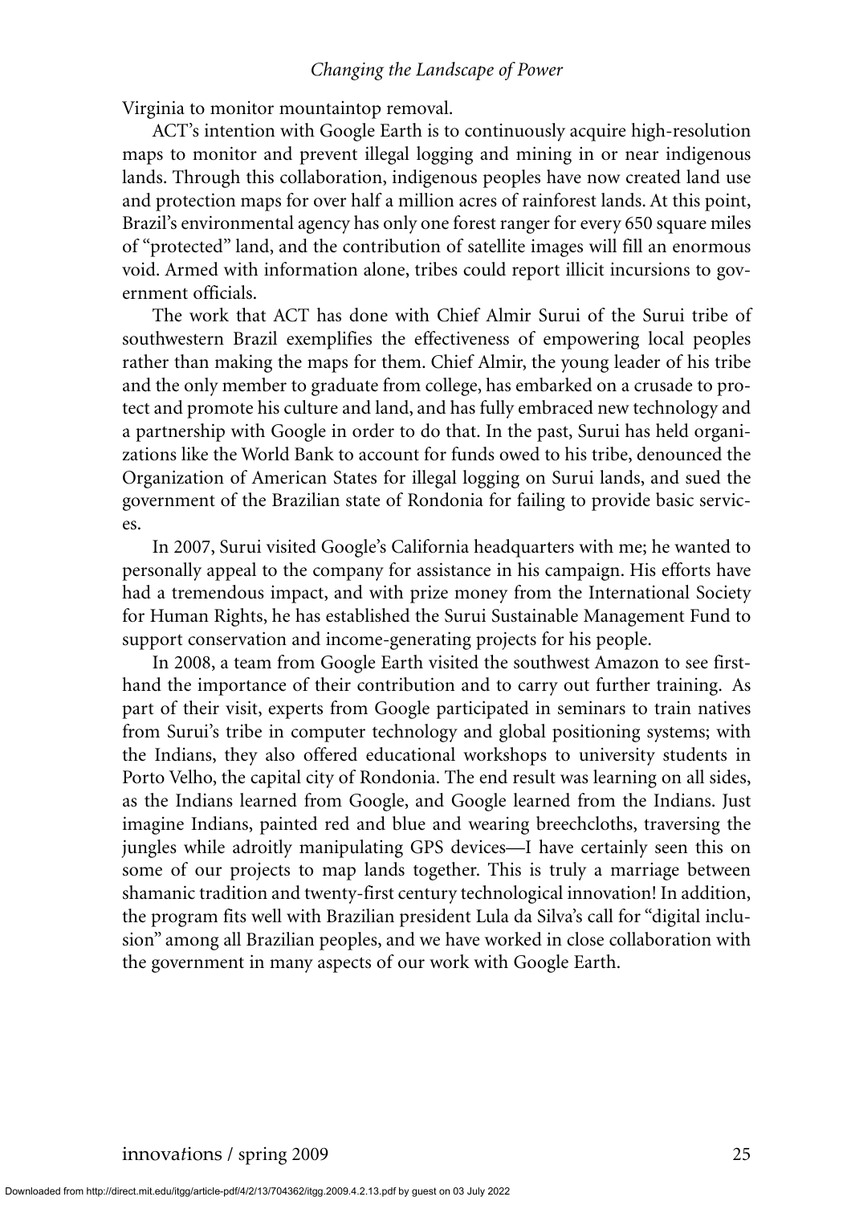Virginia to monitor mountaintop removal.

ACT's intention with Google Earth is to continuously acquire high-resolution maps to monitor and prevent illegal logging and mining in or near indigenous lands. Through this collaboration, indigenous peoples have now created land use and protection maps for over half a million acres of rainforest lands. At this point, Brazil's environmental agency has only one forest ranger for every 650 square miles of "protected" land, and the contribution of satellite images will fill an enormous void. Armed with information alone, tribes could report illicit incursions to government officials.

The work that ACT has done with Chief Almir Surui of the Surui tribe of southwestern Brazil exemplifies the effectiveness of empowering local peoples rather than making the maps for them. Chief Almir, the young leader of his tribe and the only member to graduate from college, has embarked on a crusade to protect and promote his culture and land, and has fully embraced new technology and a partnership with Google in order to do that. In the past, Surui has held organizations like the World Bank to account for funds owed to his tribe, denounced the Organization of American States for illegal logging on Surui lands, and sued the government of the Brazilian state of Rondonia for failing to provide basic services.

In 2007, Surui visited Google's California headquarters with me; he wanted to personally appeal to the company for assistance in his campaign. His efforts have had a tremendous impact, and with prize money from the International Society for Human Rights, he has established the Surui Sustainable Management Fund to support conservation and income-generating projects for his people.

In 2008, a team from Google Earth visited the southwest Amazon to see first-hand the importance of their contribution and to carry out further training. As part of their visit, experts from Google participated in seminars to train natives from Surui's tribe in computer technology and global positioning systems; with the Indians, they also offered educational workshops to university students in Porto Velho, the capital city of Rondonia. The end result was learning on all sides, as the Indians learned from Google, and Google learned from the Indians. Just imagine Indians, painted red and blue and wearing breechcloths, traversing the jungles while adroitly manipulating GPS devices—I have certainly seen this on some of our projects to map lands together. This is truly a marriage between shamanic tradition and twenty-first century technological innovation! In addition, the program fits well with Brazilian president Lula da Silva's call for "digital inclusion" among all Brazilian peoples, and we have worked in close collaboration with the government in many aspects of our work with Google Earth.